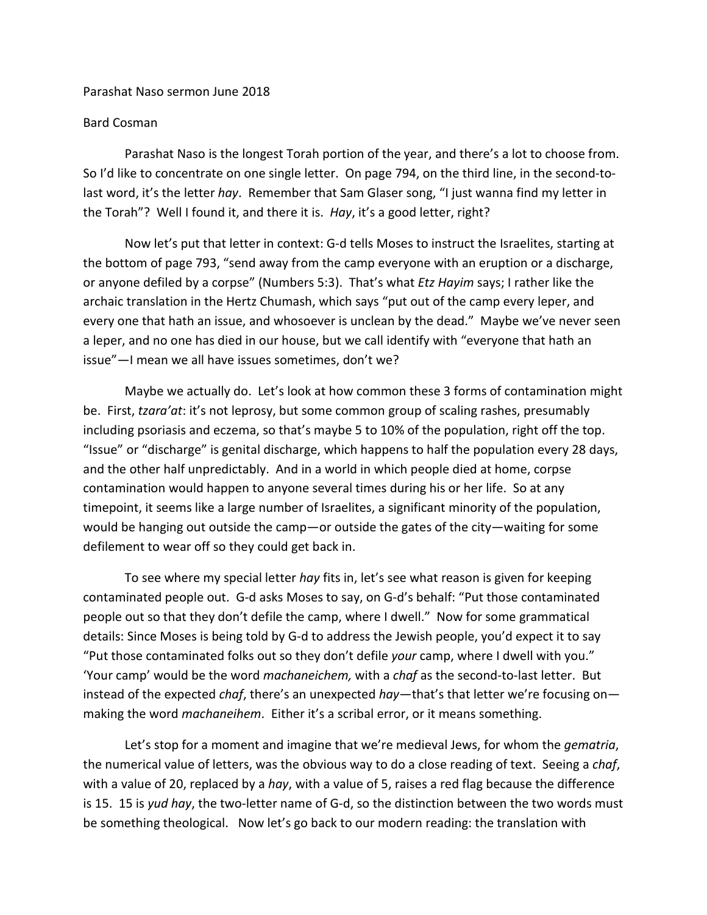Parashat Naso sermon June 2018

Bard Cosman

Parashat Naso is the longest Torah portion of the year, and there's a lot to choose from. So I'd like to concentrate on one single letter. On page 794, on the third line, in the second-to-last word, it's the letter *hay*. Remember that Sam Glaser song, "I just wanna find my letter in the Torah"? Well I found it, and there it is. *Hay*, it's a good letter, right?

Now let's put that letter in context: G-d tells Moses to instruct the Israelites, starting at the bottom of page 793, "send away from the camp everyone with an eruption or a discharge, or anyone defiled by a corpse" (Numbers 5:3). That's what *Etz Hayim* says; I rather like the archaic translation in the Hertz Chumash, which says "put out of the camp every leper, and every one that hath an issue, and whosoever is unclean by the dead." Maybe we've never seen a leper, and no one has died in our house, but we call identify with "everyone that hath an issue"—I mean we all have issues sometimes, don't we?

Maybe we actually do. Let's look at how common these 3 forms of contamination might be. First, *tzara'at*: it's not leprosy, but some common group of scaling rashes, presumably including psoriasis and eczema, so that's maybe 5 to 10% of the population, right off the top. "Issue" or "discharge" is genital discharge, which happens to half the population every 28 days, and the other half unpredictably. And in a world in which people died at home, corpse contamination would happen to anyone several times during his or her life. So at any timepoint, it seems like a large number of Israelites, a significant minority of the population, would be hanging out outside the camp—or outside the gates of the city—waiting for some defilement to wear off so they could get back in.

To see where my special letter *hay* fits in, let's see what reason is given for keeping contaminated people out. G-d asks Moses to say, on G-d's behalf: "Put those contaminated people out so that they don't defile the camp, where I dwell." Now for some grammatical details: Since Moses is being told by G-d to address the Jewish people, you'd expect it to say "Put those contaminated folks out so they don't defile *your* camp, where I dwell with you." 'Your camp' would be the word *machaneichem,* with a *chaf* as the second-to-last letter. But instead of the expected *chaf*, there's an unexpected *hay*—that's that letter we're focusing on—making the word *machaneihem*. Either it's a scribal error, or it means something.

Let's stop for a moment and imagine that we're medieval Jews, for whom the *gematria*, the numerical value of letters, was the obvious way to do a close reading of text. Seeing a *chaf*, with a value of 20, replaced by a *hay*, with a value of 5, raises a red flag because the difference is 15. 15 is *yud hay*, the two-letter name of G-d, so the distinction between the two words must be something theological. Now let's go back to our modern reading: the translation with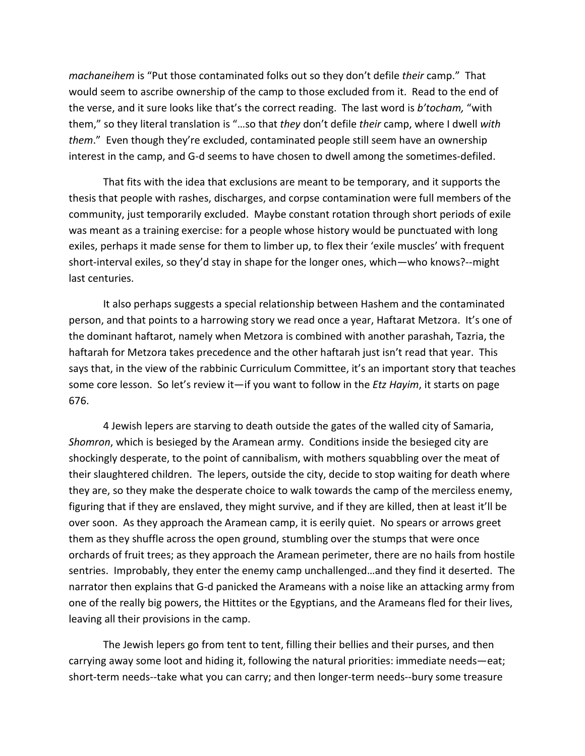*machaneihem* is "Put those contaminated folks out so they don't defile *their* camp." That would seem to ascribe ownership of the camp to those excluded from it. Read to the end of the verse, and it sure looks like that's the correct reading. The last word is *b'tocham,* "with them," so they literal translation is "…so that *they* don't defile *their* camp, where I dwell *with them*." Even though they're excluded, contaminated people still seem have an ownership interest in the camp, and G-d seems to have chosen to dwell among the sometimes-defiled.

That fits with the idea that exclusions are meant to be temporary, and it supports the thesis that people with rashes, discharges, and corpse contamination were full members of the community, just temporarily excluded. Maybe constant rotation through short periods of exile was meant as a training exercise: for a people whose history would be punctuated with long exiles, perhaps it made sense for them to limber up, to flex their 'exile muscles' with frequent short-interval exiles, so they'd stay in shape for the longer ones, which—who knows?--might last centuries.

It also perhaps suggests a special relationship between Hashem and the contaminated person, and that points to a harrowing story we read once a year, Haftarat Metzora. It's one of the dominant haftarot, namely when Metzora is combined with another parashah, Tazria, the haftarah for Metzora takes precedence and the other haftarah just isn't read that year. This says that, in the view of the rabbinic Curriculum Committee, it's an important story that teaches some core lesson. So let's review it—if you want to follow in the *Etz Hayim*, it starts on page 676.

4 Jewish lepers are starving to death outside the gates of the walled city of Samaria, *Shomron*, which is besieged by the Aramean army. Conditions inside the besieged city are shockingly desperate, to the point of cannibalism, with mothers squabbling over the meat of their slaughtered children. The lepers, outside the city, decide to stop waiting for death where they are, so they make the desperate choice to walk towards the camp of the merciless enemy, figuring that if they are enslaved, they might survive, and if they are killed, then at least it'll be over soon. As they approach the Aramean camp, it is eerily quiet. No spears or arrows greet them as they shuffle across the open ground, stumbling over the stumps that were once orchards of fruit trees; as they approach the Aramean perimeter, there are no hails from hostile sentries. Improbably, they enter the enemy camp unchallenged…and they find it deserted. The narrator then explains that G-d panicked the Arameans with a noise like an attacking army from one of the really big powers, the Hittites or the Egyptians, and the Arameans fled for their lives, leaving all their provisions in the camp.

The Jewish lepers go from tent to tent, filling their bellies and their purses, and then carrying away some loot and hiding it, following the natural priorities: immediate needs—eat; short-term needs--take what you can carry; and then longer-term needs--bury some treasure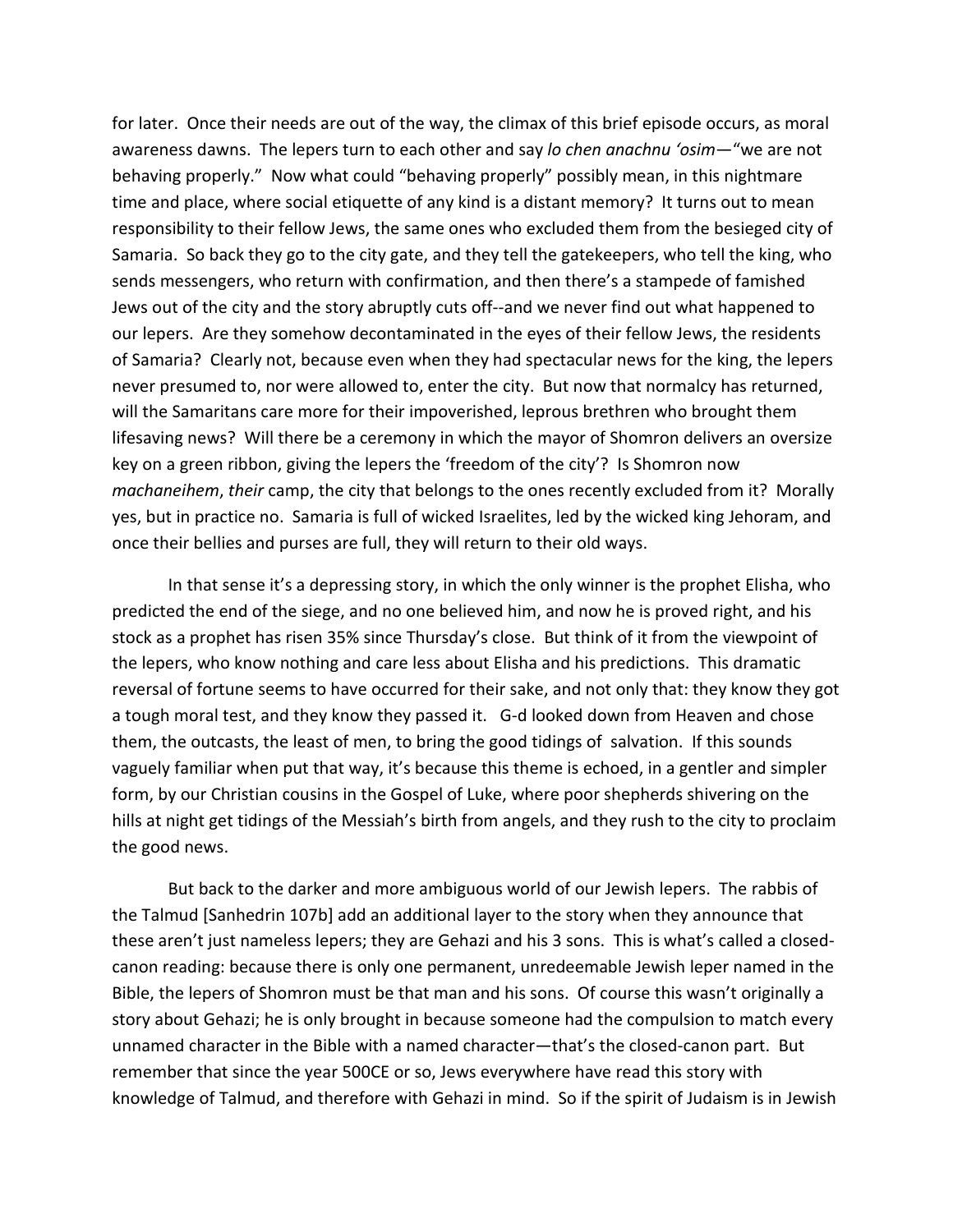for later. Once their needs are out of the way, the climax of this brief episode occurs, as moral awareness dawns. The lepers turn to each other and say *lo chen anachnu 'osim*—"we are not behaving properly." Now what could "behaving properly" possibly mean, in this nightmare time and place, where social etiquette of any kind is a distant memory? It turns out to mean responsibility to their fellow Jews, the same ones who excluded them from the besieged city of Samaria. So back they go to the city gate, and they tell the gatekeepers, who tell the king, who sends messengers, who return with confirmation, and then there's a stampede of famished Jews out of the city and the story abruptly cuts off--and we never find out what happened to our lepers. Are they somehow decontaminated in the eyes of their fellow Jews, the residents of Samaria? Clearly not, because even when they had spectacular news for the king, the lepers never presumed to, nor were allowed to, enter the city. But now that normalcy has returned, will the Samaritans care more for their impoverished, leprous brethren who brought them lifesaving news? Will there be a ceremony in which the mayor of Shomron delivers an oversize key on a green ribbon, giving the lepers the 'freedom of the city'? Is Shomron now *machaneihem*, *their* camp, the city that belongs to the ones recently excluded from it? Morally yes, but in practice no. Samaria is full of wicked Israelites, led by the wicked king Jehoram, and once their bellies and purses are full, they will return to their old ways.

In that sense it's a depressing story, in which the only winner is the prophet Elisha, who predicted the end of the siege, and no one believed him, and now he is proved right, and his stock as a prophet has risen 35% since Thursday's close. But think of it from the viewpoint of the lepers, who know nothing and care less about Elisha and his predictions. This dramatic reversal of fortune seems to have occurred for their sake, and not only that: they know they got a tough moral test, and they know they passed it. G-d looked down from Heaven and chose them, the outcasts, the least of men, to bring the good tidings of salvation. If this sounds vaguely familiar when put that way, it's because this theme is echoed, in a gentler and simpler form, by our Christian cousins in the Gospel of Luke, where poor shepherds shivering on the hills at night get tidings of the Messiah's birth from angels, and they rush to the city to proclaim the good news.

But back to the darker and more ambiguous world of our Jewish lepers. The rabbis of the Talmud [Sanhedrin 107b] add an additional layer to the story when they announce that these aren't just nameless lepers; they are Gehazi and his 3 sons. This is what's called a closed-canon reading: because there is only one permanent, unredeemable Jewish leper named in the Bible, the lepers of Shomron must be that man and his sons. Of course this wasn't originally a story about Gehazi; he is only brought in because someone had the compulsion to match every unnamed character in the Bible with a named character—that's the closed-canon part. But remember that since the year 500CE or so, Jews everywhere have read this story with knowledge of Talmud, and therefore with Gehazi in mind. So if the spirit of Judaism is in Jewish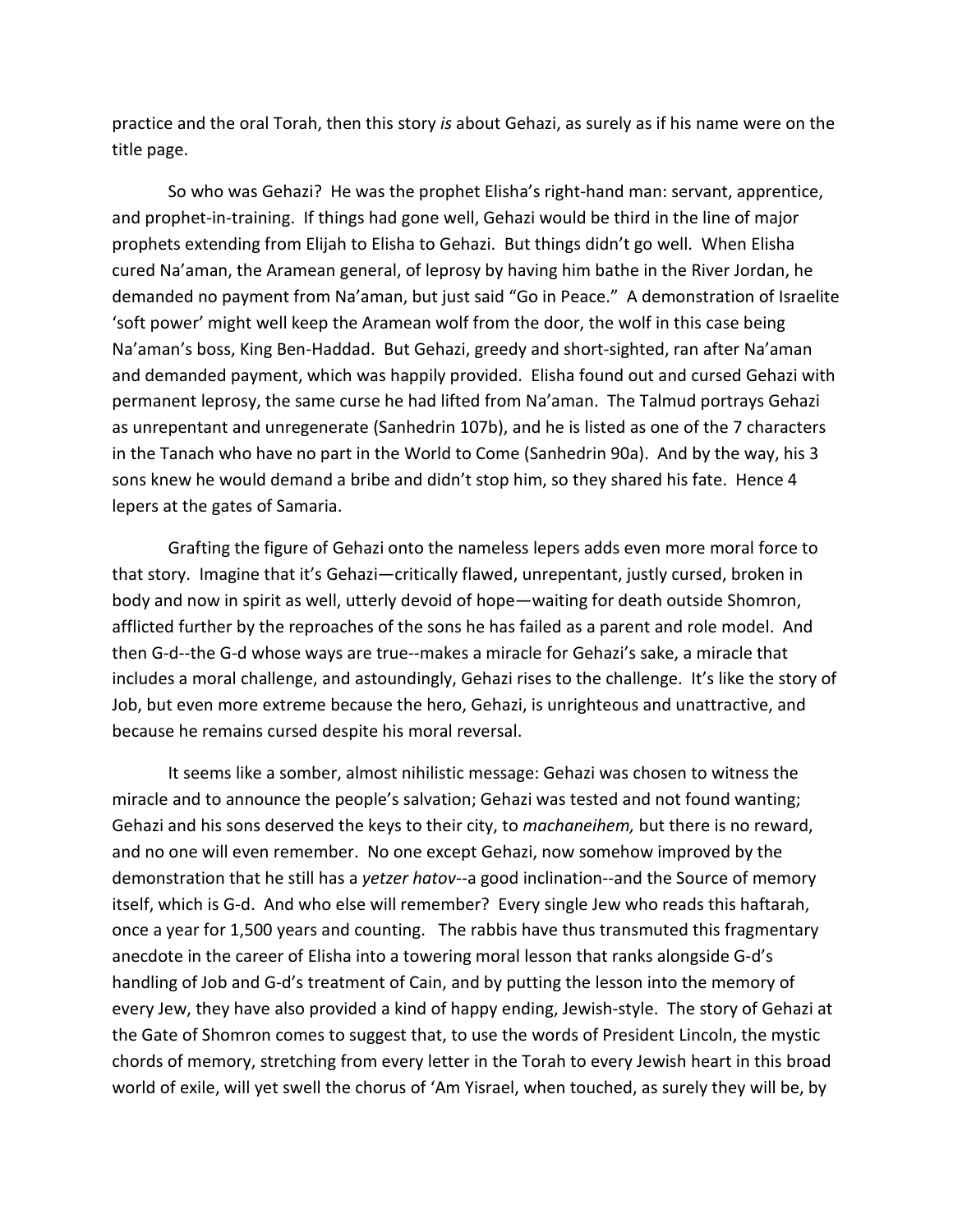practice and the oral Torah, then this story *is* about Gehazi, as surely as if his name were on the title page.

So who was Gehazi? He was the prophet Elisha's right-hand man: servant, apprentice, and prophet-in-training. If things had gone well, Gehazi would be third in the line of major prophets extending from Elijah to Elisha to Gehazi. But things didn't go well. When Elisha cured Na'aman, the Aramean general, of leprosy by having him bathe in the River Jordan, he demanded no payment from Na'aman, but just said "Go in Peace." A demonstration of Israelite 'soft power' might well keep the Aramean wolf from the door, the wolf in this case being Na'aman's boss, King Ben-Haddad. But Gehazi, greedy and short-sighted, ran after Na'aman and demanded payment, which was happily provided. Elisha found out and cursed Gehazi with permanent leprosy, the same curse he had lifted from Na'aman. The Talmud portrays Gehazi as unrepentant and unregenerate (Sanhedrin 107b), and he is listed as one of the 7 characters in the Tanach who have no part in the World to Come (Sanhedrin 90a). And by the way, his 3 sons knew he would demand a bribe and didn't stop him, so they shared his fate. Hence 4 lepers at the gates of Samaria.

Grafting the figure of Gehazi onto the nameless lepers adds even more moral force to that story. Imagine that it's Gehazi—critically flawed, unrepentant, justly cursed, broken in body and now in spirit as well, utterly devoid of hope—waiting for death outside Shomron, afflicted further by the reproaches of the sons he has failed as a parent and role model. And then G-d--the G-d whose ways are true--makes a miracle for Gehazi's sake, a miracle that includes a moral challenge, and astoundingly, Gehazi rises to the challenge. It's like the story of Job, but even more extreme because the hero, Gehazi, is unrighteous and unattractive, and because he remains cursed despite his moral reversal.

It seems like a somber, almost nihilistic message: Gehazi was chosen to witness the miracle and to announce the people's salvation; Gehazi was tested and not found wanting; Gehazi and his sons deserved the keys to their city, to *machaneihem,* but there is no reward, and no one will even remember. No one except Gehazi, now somehow improved by the demonstration that he still has a *yetzer hatov*--a good inclination--and the Source of memory itself, which is G-d. And who else will remember? Every single Jew who reads this haftarah, once a year for 1,500 years and counting. The rabbis have thus transmuted this fragmentary anecdote in the career of Elisha into a towering moral lesson that ranks alongside G-d's handling of Job and G-d's treatment of Cain, and by putting the lesson into the memory of every Jew, they have also provided a kind of happy ending, Jewish-style. The story of Gehazi at the Gate of Shomron comes to suggest that, to use the words of President Lincoln, the mystic chords of memory, stretching from every letter in the Torah to every Jewish heart in this broad world of exile, will yet swell the chorus of 'Am Yisrael, when touched, as surely they will be, by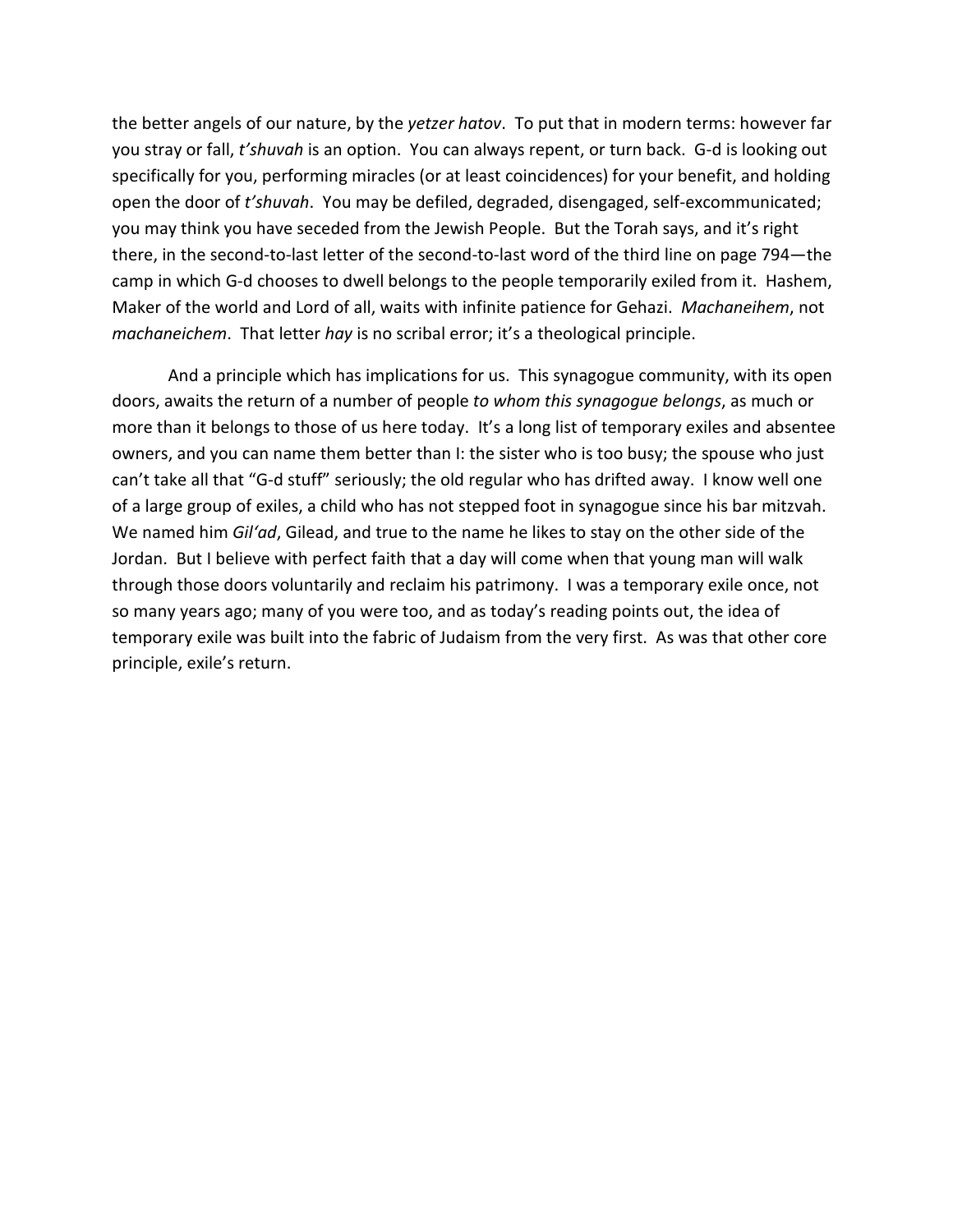the better angels of our nature, by the *yetzer hatov*. To put that in modern terms: however far you stray or fall, *t'shuvah* is an option. You can always repent, or turn back. G-d is looking out specifically for you, performing miracles (or at least coincidences) for your benefit, and holding open the door of *t'shuvah*. You may be defiled, degraded, disengaged, self-excommunicated; you may think you have seceded from the Jewish People. But the Torah says, and it's right there, in the second-to-last letter of the second-to-last word of the third line on page 794—the camp in which G-d chooses to dwell belongs to the people temporarily exiled from it. Hashem, Maker of the world and Lord of all, waits with infinite patience for Gehazi. *Machaneihem*, not *machaneichem*. That letter *hay* is no scribal error; it's a theological principle.

And a principle which has implications for us. This synagogue community, with its open doors, awaits the return of a number of people *to whom this synagogue belongs*, as much or more than it belongs to those of us here today. It's a long list of temporary exiles and absentee owners, and you can name them better than I: the sister who is too busy; the spouse who just can't take all that "G-d stuff" seriously; the old regular who has drifted away. I know well one of a large group of exiles, a child who has not stepped foot in synagogue since his bar mitzvah. We named him *Gil'ad*, Gilead, and true to the name he likes to stay on the other side of the Jordan. But I believe with perfect faith that a day will come when that young man will walk through those doors voluntarily and reclaim his patrimony. I was a temporary exile once, not so many years ago; many of you were too, and as today's reading points out, the idea of temporary exile was built into the fabric of Judaism from the very first. As was that other core principle, exile's return.